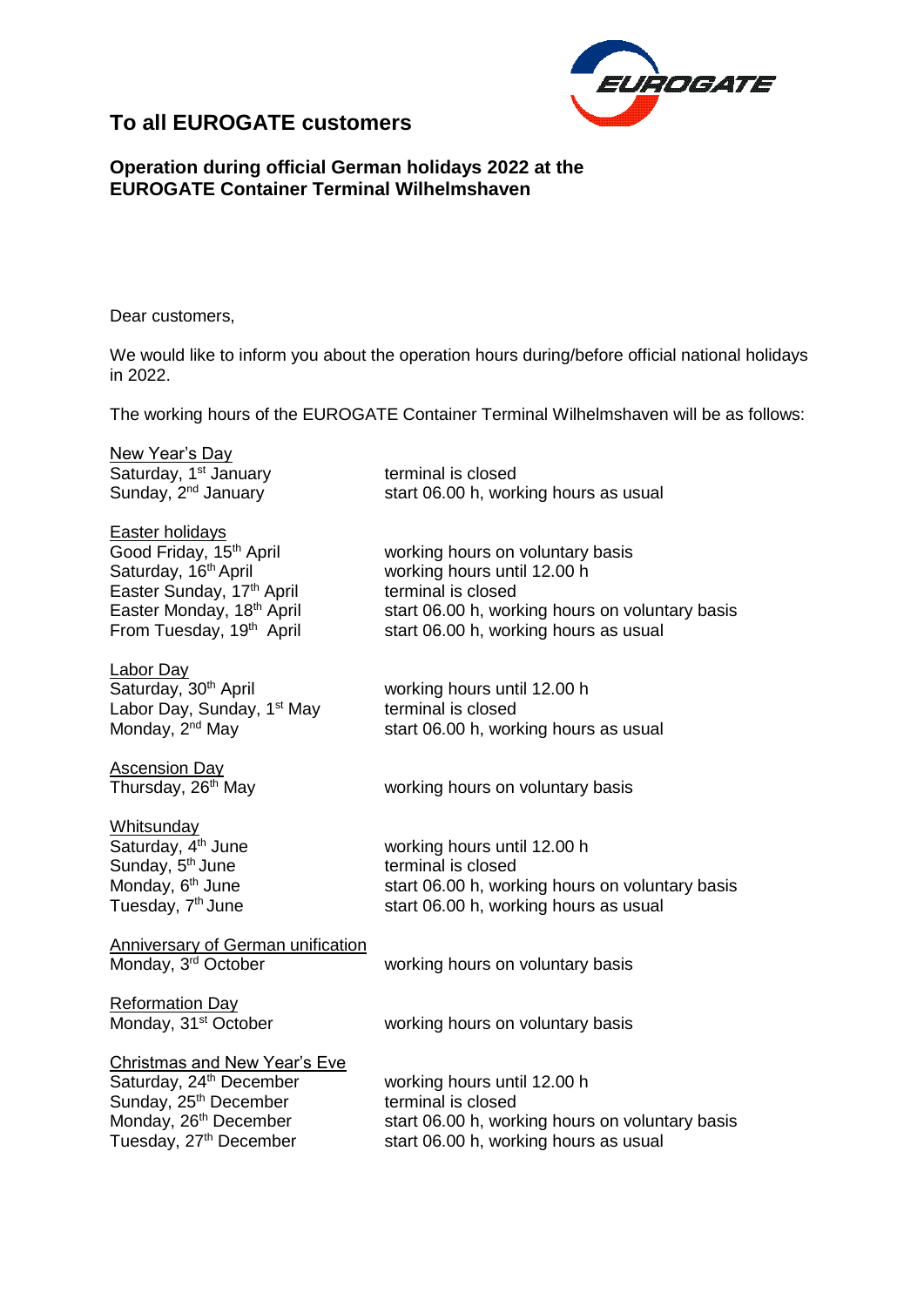## To all EUROGATE customers

### Operation during official German holidays 2022 at the EUROGATE Container Terminal Wilhelmshaven

Dear customers,

We would like to inform you about the operation hours during/before official national holidays in 2022.

The working hours of the EUROGATE Container Terminal Wilhelmshaven will be as follows:

New Year's Day

| | |
|---|---|
| Saturday, 1st January | terminal is closed |
| Sunday, 2nd January | start 06.00 h, working hours as usual |

Easter holidays

| | |
|---|---|
| Good Friday, 15th April | working hours on voluntary basis |
| Saturday, 16th April | working hours until 12.00 h |
| Easter Sunday, 17th April | terminal is closed |
| Easter Monday, 18th April | start 06.00 h, working hours on voluntary basis |
| From Tuesday, 19th April | start 06.00 h, working hours as usual |

Labor Day

| | |
|---|---|
| Saturday, 30th April | working hours until 12.00 h |
| Labor Day, Sunday, 1st May | terminal is closed |
| Monday, 2nd May | start 06.00 h, working hours as usual |

Ascension Day

| | |
|---|---|
| Thursday, 26th May | working hours on voluntary basis |

Whitsunday

| | |
|---|---|
| Saturday, 4th June | working hours until 12.00 h |
| Sunday, 5th June | terminal is closed |
| Monday, 6th June | start 06.00 h, working hours on voluntary basis |
| Tuesday, 7th June | start 06.00 h, working hours as usual |

Anniversary of German unification

| | |
|---|---|
| Monday, 3rd October | working hours on voluntary basis |

Reformation Day

| | |
|---|---|
| Monday, 31st October | working hours on voluntary basis |

Christmas and New Year's Eve

| | |
|---|---|
| Saturday, 24th December | working hours until 12.00 h |
| Sunday, 25th December | terminal is closed |
| Monday, 26th December | start 06.00 h, working hours on voluntary basis |
| Tuesday, 27th December | start 06.00 h, working hours as usual |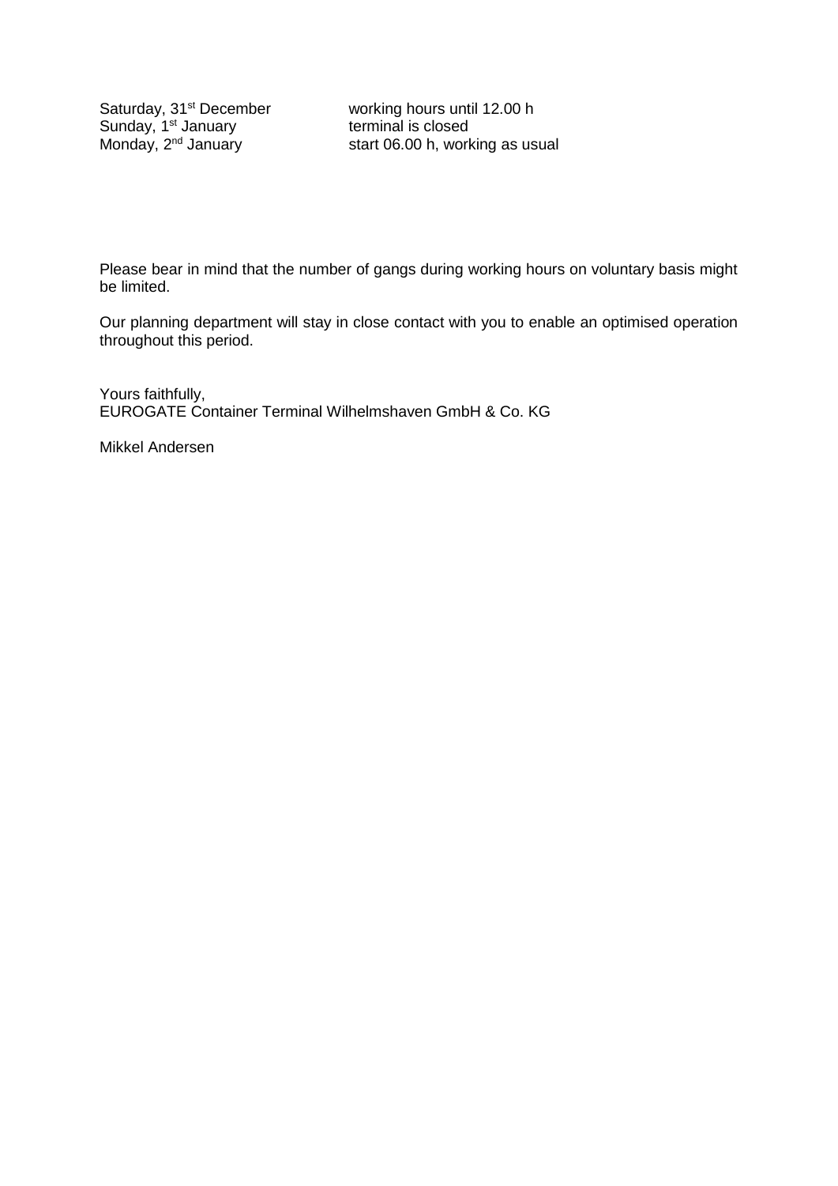| | |
|---|---|
| Saturday, 31st December | working hours until 12.00 h |
| Sunday, 1st January | terminal is closed |
| Monday, 2nd January | start 06.00 h, working as usual |

Please bear in mind that the number of gangs during working hours on voluntary basis might be limited.

Our planning department will stay in close contact with you to enable an optimised operation throughout this period.

Yours faithfully,
EUROGATE Container Terminal Wilhelmshaven GmbH & Co. KG

Mikkel Andersen